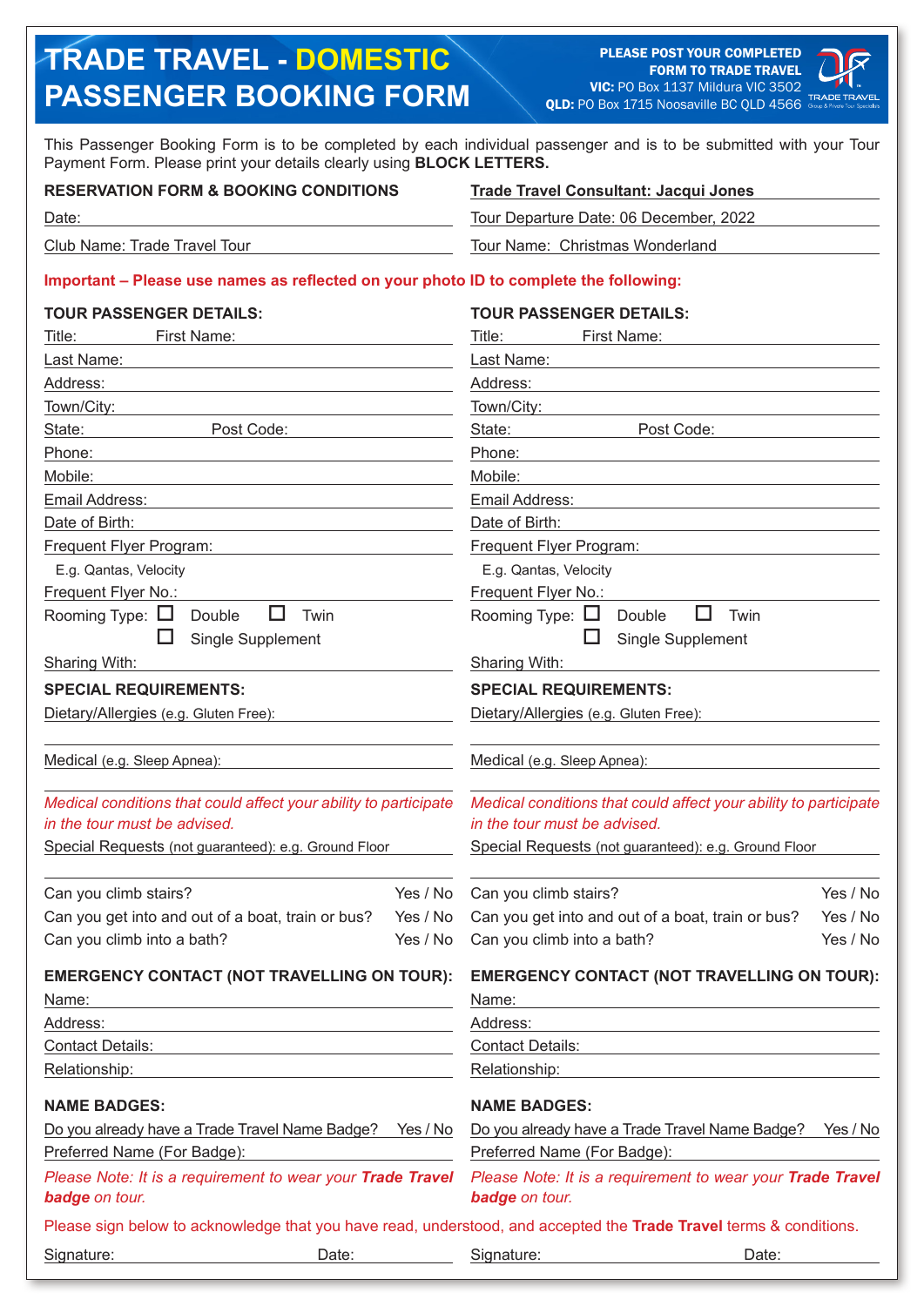# TRADE TRAVEL - DOMESTIC PASSENGER BOOKING FORM

**PLEASE POST YOUR COMPLETED FORM TO TRADE TRAVEL**
**VIC:** PO Box 1137 Mildura VIC 3502
**QLD:** PO Box 1715 Noosaville BC QLD 4566

TRADE TRAVEL
Group & Private Tour Specialists

This Passenger Booking Form is to be completed by each individual passenger and is to be submitted with your Tour Payment Form. Please print your details clearly using **BLOCK LETTERS.**

**RESERVATION FORM & BOOKING CONDITIONS**

Date:

Club Name: Trade Travel Tour

**Trade Travel Consultant: Jacqui Jones**

Tour Departure Date: 06 December, 2022

Tour Name: Christmas Wonderland

**Important – Please use names as reflected on your photo ID to complete the following:**

**TOUR PASSENGER DETAILS:**

Title: First Name:
Last Name:
Address:
Town/City:
State: Post Code:
Phone:
Mobile:
Email Address:
Date of Birth:
Frequent Flyer Program:
E.g. Qantas, Velocity
Frequent Flyer No.:
Rooming Type: ☐ Double ☐ Twin ☐ Single Supplement
Sharing With:

**SPECIAL REQUIREMENTS:**

Dietary/Allergies (e.g. Gluten Free):

Medical (e.g. Sleep Apnea):

*Medical conditions that could affect your ability to participate in the tour must be advised.*

Special Requests (not guaranteed): e.g. Ground Floor

Can you climb stairs? Yes / No
Can you get into and out of a boat, train or bus? Yes / No
Can you climb into a bath? Yes / No

**EMERGENCY CONTACT (NOT TRAVELLING ON TOUR):**

Name:
Address:
Contact Details:
Relationship:

**NAME BADGES:**

Do you already have a Trade Travel Name Badge? Yes / No
Preferred Name (For Badge):

*Please Note: It is a requirement to wear your **Trade Travel badge** on tour.*

**TOUR PASSENGER DETAILS:**

Title: First Name:
Last Name:
Address:
Town/City:
State: Post Code:
Phone:
Mobile:
Email Address:
Date of Birth:
Frequent Flyer Program:
E.g. Qantas, Velocity
Frequent Flyer No.:
Rooming Type: ☐ Double ☐ Twin ☐ Single Supplement
Sharing With:

**SPECIAL REQUIREMENTS:**

Dietary/Allergies (e.g. Gluten Free):

Medical (e.g. Sleep Apnea):

*Medical conditions that could affect your ability to participate in the tour must be advised.*

Special Requests (not guaranteed): e.g. Ground Floor

Can you climb stairs? Yes / No
Can you get into and out of a boat, train or bus? Yes / No
Can you climb into a bath? Yes / No

**EMERGENCY CONTACT (NOT TRAVELLING ON TOUR):**

Name:
Address:
Contact Details:
Relationship:

**NAME BADGES:**

Do you already have a Trade Travel Name Badge? Yes / No
Preferred Name (For Badge):

*Please Note: It is a requirement to wear your **Trade Travel badge** on tour.*

Please sign below to acknowledge that you have read, understood, and accepted the **Trade Travel** terms & conditions.

Signature: Date:

Signature: Date: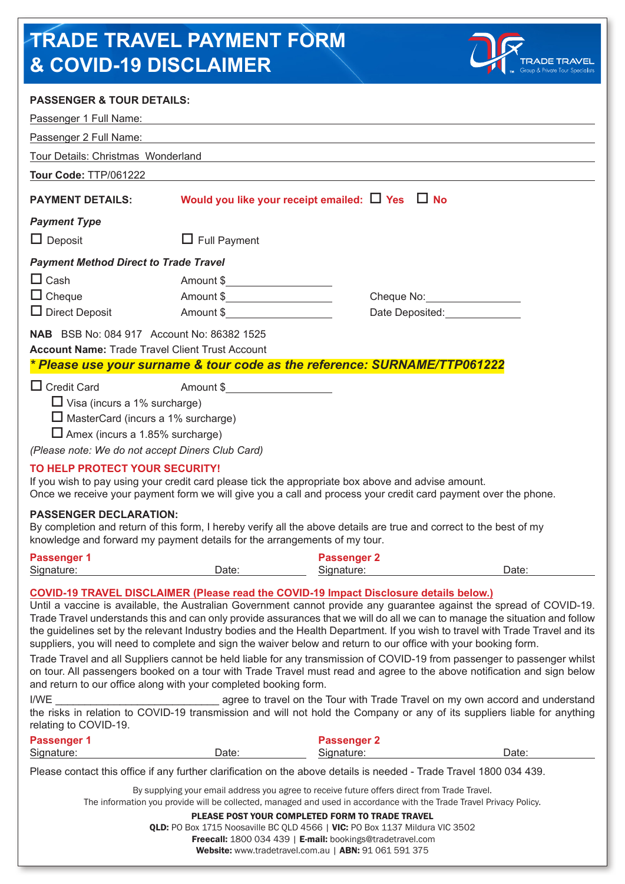# TRADE TRAVEL PAYMENT FORM & COVID-19 DISCLAIMER

TRADE TRAVEL Group & Private Tour Specialists

**PASSENGER & TOUR DETAILS:**

Passenger 1 Full Name: ____________________

Passenger 2 Full Name: ____________________

Tour Details: Christmas Wonderland

**Tour Code:** TTP/061222

**PAYMENT DETAILS:** **Would you like your receipt emailed:** ☐ Yes ☐ No

***Payment Type***

☐ Deposit ☐ Full Payment

***Payment Method Direct to Trade Travel***

☐ Cash Amount $__________________

☐ Cheque Amount $__________________ Cheque No:______________

☐ Direct Deposit Amount $__________________ Date Deposited:______________

**NAB** BSB No: 084 917 Account No: 86382 1525

**Account Name:** Trade Travel Client Trust Account

***\* Please use your surname & tour code as the reference: SURNAME/TTP061222***

☐ Credit Card Amount $__________________

- ☐ Visa (incurs a 1% surcharge)
- ☐ MasterCard (incurs a 1% surcharge)
- ☐ Amex (incurs a 1.85% surcharge)

*(Please note: We do not accept Diners Club Card)*

**TO HELP PROTECT YOUR SECURITY!**

If you wish to pay using your credit card please tick the appropriate box above and advise amount.
Once we receive your payment form we will give you a call and process your credit card payment over the phone.

**PASSENGER DECLARATION:**

By completion and return of this form, I hereby verify all the above details are true and correct to the best of my knowledge and forward my payment details for the arrangements of my tour.

**Passenger 1** Signature: __________ Date: __________ **Passenger 2** Signature: __________ Date: __________

**COVID-19 TRAVEL DISCLAIMER (Please read the COVID-19 Impact Disclosure details below.)**

Until a vaccine is available, the Australian Government cannot provide any guarantee against the spread of COVID-19. Trade Travel understands this and can only provide assurances that we will do all we can to manage the situation and follow the guidelines set by the relevant Industry bodies and the Health Department. If you wish to travel with Trade Travel and its suppliers, you will need to complete and sign the waiver below and return to our office with your booking form.

Trade Travel and all Suppliers cannot be held liable for any transmission of COVID-19 from passenger to passenger whilst on tour. All passengers booked on a tour with Trade Travel must read and agree to the above notification and sign below and return to our office along with your completed booking form.

I/WE ____________________________ agree to travel on the Tour with Trade Travel on my own accord and understand the risks in relation to COVID-19 transmission and will not hold the Company or any of its suppliers liable for anything relating to COVID-19.

**Passenger 1** Signature: __________ Date: __________ **Passenger 2** Signature: __________ Date: __________

Please contact this office if any further clarification on the above details is needed - Trade Travel 1800 034 439.

By supplying your email address you agree to receive future offers direct from Trade Travel.
The information you provide will be collected, managed and used in accordance with the Trade Travel Privacy Policy.

**PLEASE POST YOUR COMPLETED FORM TO TRADE TRAVEL**

**QLD:** PO Box 1715 Noosaville BC QLD 4566 | **VIC:** PO Box 1137 Mildura VIC 3502

**Freecall:** 1800 034 439 | **E-mail:** bookings@tradetravel.com

**Website:** www.tradetravel.com.au | **ABN:** 91 061 591 375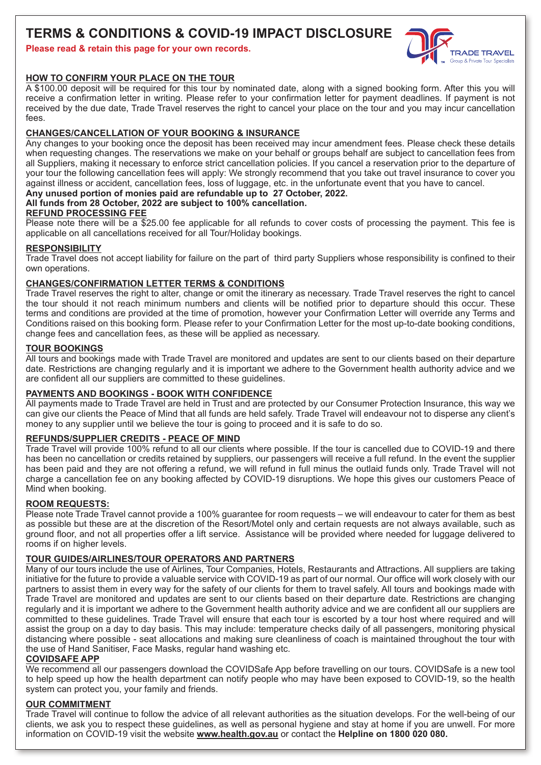# TERMS & CONDITIONS & COVID-19 IMPACT DISCLOSURE

**Please read & retain this page for your own records.**

TRADE TRAVEL
Group & Private Tour Specialists

## HOW TO CONFIRM YOUR PLACE ON THE TOUR

A $100.00 deposit will be required for this tour by nominated date, along with a signed booking form. After this you will receive a confirmation letter in writing. Please refer to your confirmation letter for payment deadlines. If payment is not received by the due date, Trade Travel reserves the right to cancel your place on the tour and you may incur cancellation fees.

## CHANGES/CANCELLATION OF YOUR BOOKING & INSURANCE

Any changes to your booking once the deposit has been received may incur amendment fees. Please check these details when requesting changes. The reservations we make on your behalf or groups behalf are subject to cancellation fees from all Suppliers, making it necessary to enforce strict cancellation policies. If you cancel a reservation prior to the departure of your tour the following cancellation fees will apply: We strongly recommend that you take out travel insurance to cover you against illness or accident, cancellation fees, loss of luggage, etc. in the unfortunate event that you have to cancel.

**Any unused portion of monies paid are refundable up to 27 October, 2022.**

**All funds from 28 October, 2022 are subject to 100% cancellation.**

## REFUND PROCESSING FEE

Please note there will be a $25.00 fee applicable for all refunds to cover costs of processing the payment. This fee is applicable on all cancellations received for all Tour/Holiday bookings.

## RESPONSIBILITY

Trade Travel does not accept liability for failure on the part of third party Suppliers whose responsibility is confined to their own operations.

## CHANGES/CONFIRMATION LETTER TERMS & CONDITIONS

Trade Travel reserves the right to alter, change or omit the itinerary as necessary. Trade Travel reserves the right to cancel the tour should it not reach minimum numbers and clients will be notified prior to departure should this occur. These terms and conditions are provided at the time of promotion, however your Confirmation Letter will override any Terms and Conditions raised on this booking form. Please refer to your Confirmation Letter for the most up-to-date booking conditions, change fees and cancellation fees, as these will be applied as necessary.

## TOUR BOOKINGS

All tours and bookings made with Trade Travel are monitored and updates are sent to our clients based on their departure date. Restrictions are changing regularly and it is important we adhere to the Government health authority advice and we are confident all our suppliers are committed to these guidelines.

## PAYMENTS AND BOOKINGS - BOOK WITH CONFIDENCE

All payments made to Trade Travel are held in Trust and are protected by our Consumer Protection Insurance, this way we can give our clients the Peace of Mind that all funds are held safely. Trade Travel will endeavour not to disperse any client's money to any supplier until we believe the tour is going to proceed and it is safe to do so.

## REFUNDS/SUPPLIER CREDITS - PEACE OF MIND

Trade Travel will provide 100% refund to all our clients where possible. If the tour is cancelled due to COVID-19 and there has been no cancellation or credits retained by suppliers, our passengers will receive a full refund. In the event the supplier has been paid and they are not offering a refund, we will refund in full minus the outlaid funds only. Trade Travel will not charge a cancellation fee on any booking affected by COVID-19 disruptions. We hope this gives our customers Peace of Mind when booking.

## ROOM REQUESTS:

Please note Trade Travel cannot provide a 100% guarantee for room requests – we will endeavour to cater for them as best as possible but these are at the discretion of the Resort/Motel only and certain requests are not always available, such as ground floor, and not all properties offer a lift service. Assistance will be provided where needed for luggage delivered to rooms if on higher levels.

## TOUR GUIDES/AIRLINES/TOUR OPERATORS AND PARTNERS

Many of our tours include the use of Airlines, Tour Companies, Hotels, Restaurants and Attractions. All suppliers are taking initiative for the future to provide a valuable service with COVID-19 as part of our normal. Our office will work closely with our partners to assist them in every way for the safety of our clients for them to travel safely. All tours and bookings made with Trade Travel are monitored and updates are sent to our clients based on their departure date. Restrictions are changing regularly and it is important we adhere to the Government health authority advice and we are confident all our suppliers are committed to these guidelines. Trade Travel will ensure that each tour is escorted by a tour host where required and will assist the group on a day to day basis. This may include: temperature checks daily of all passengers, monitoring physical distancing where possible - seat allocations and making sure cleanliness of coach is maintained throughout the tour with the use of Hand Sanitiser, Face Masks, regular hand washing etc.

## COVIDSAFE APP

We recommend all our passengers download the COVIDSafe App before travelling on our tours. COVIDSafe is a new tool to help speed up how the health department can notify people who may have been exposed to COVID-19, so the health system can protect you, your family and friends.

## OUR COMMITMENT

Trade Travel will continue to follow the advice of all relevant authorities as the situation develops. For the well-being of our clients, we ask you to respect these guidelines, as well as personal hygiene and stay at home if you are unwell. For more information on COVID-19 visit the website **www.health.gov.au** or contact the **Helpline on 1800 020 080.**